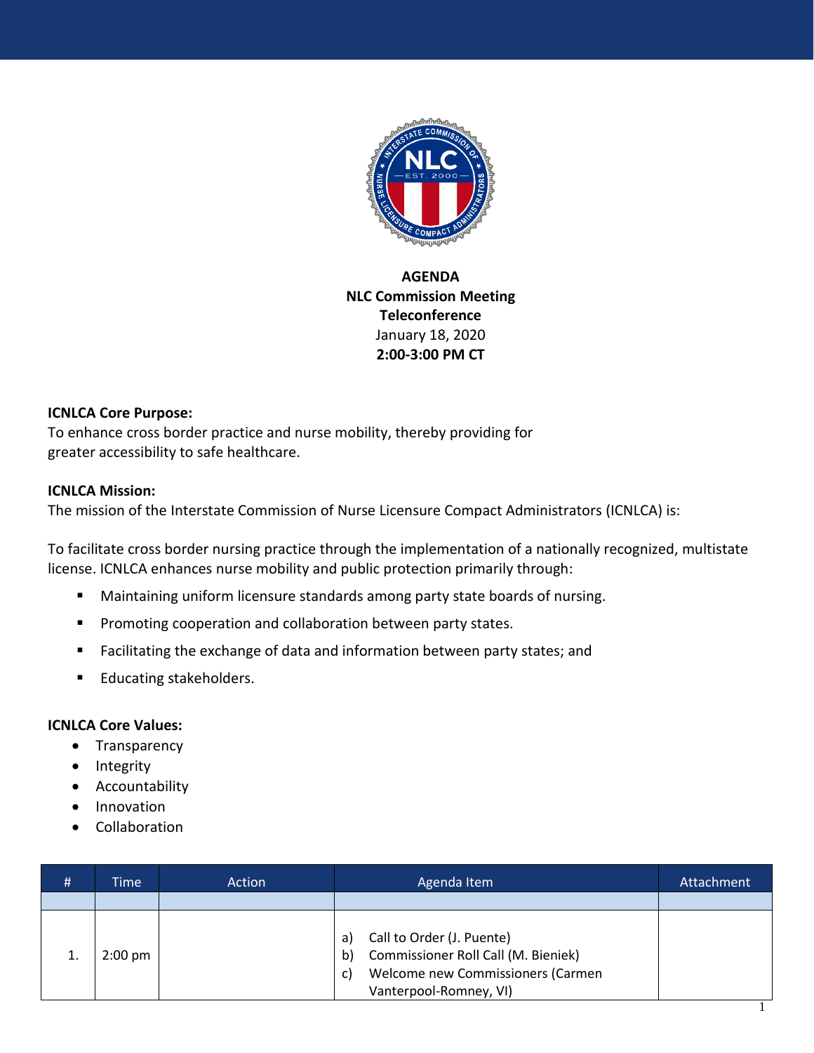**AGENDA**
**NLC Commission Meeting**
**Teleconference**
January 18, 2020
**2:00-3:00 PM CT**

**ICNLCA Core Purpose:**
To enhance cross border practice and nurse mobility, thereby providing for greater accessibility to safe healthcare.

**ICNLCA Mission:**
The mission of the Interstate Commission of Nurse Licensure Compact Administrators (ICNLCA) is:

To facilitate cross border nursing practice through the implementation of a nationally recognized, multistate license. ICNLCA enhances nurse mobility and public protection primarily through:

- Maintaining uniform licensure standards among party state boards of nursing.
- Promoting cooperation and collaboration between party states.
- Facilitating the exchange of data and information between party states; and
- Educating stakeholders.

**ICNLCA Core Values:**
- Transparency
- Integrity
- Accountability
- Innovation
- Collaboration

| # | Time | Action | Agenda Item | Attachment |
|---|---|---|---|---|
| | | | | |
| 1. | 2:00 pm | | a) Call to Order (J. Puente)<br>b) Commissioner Roll Call (M. Bieniek)<br>c) Welcome new Commissioners (Carmen Vanterpool-Romney, VI) | |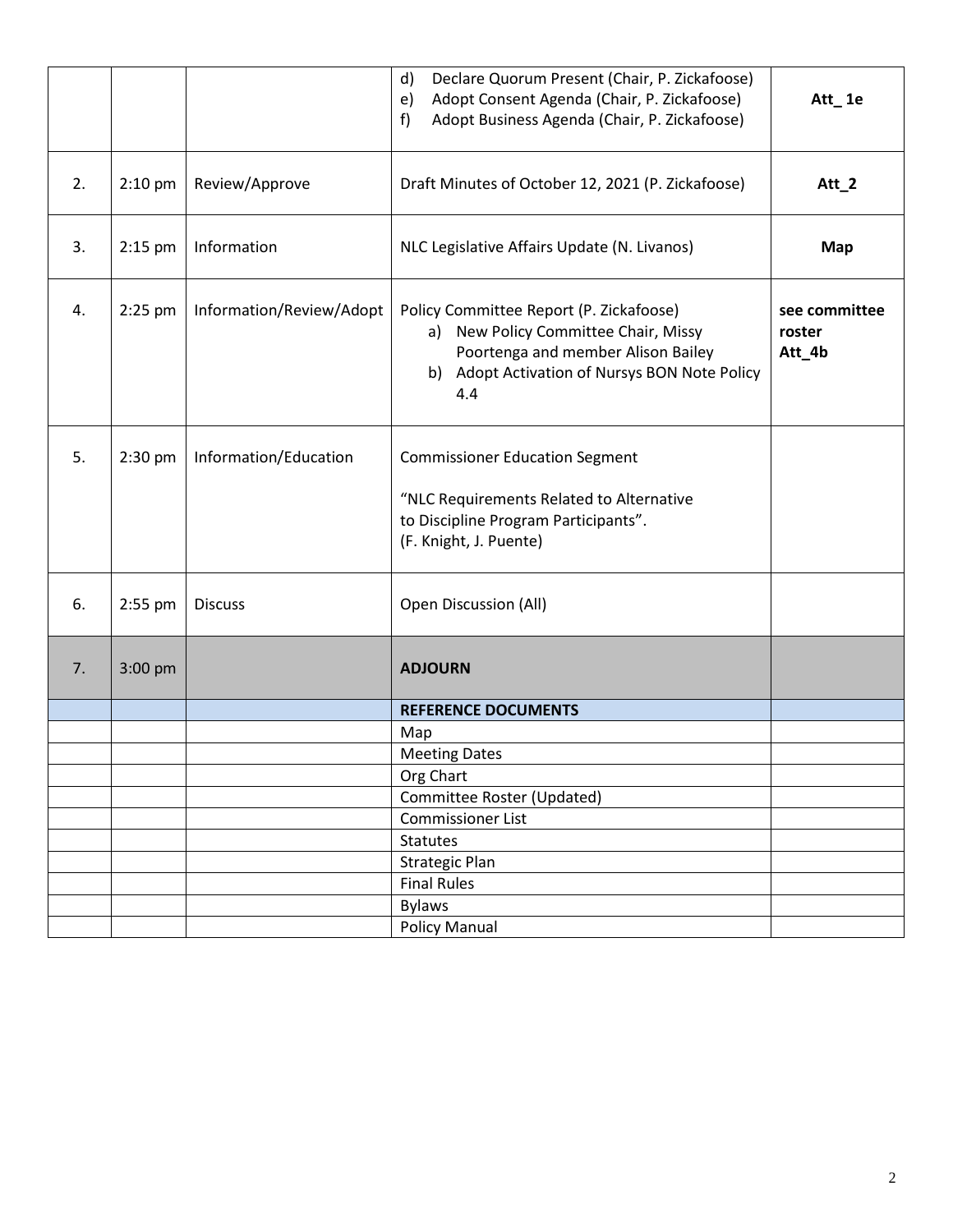| | | | | |
|---|---|---|---|---|
| | | | d) Declare Quorum Present (Chair, P. Zickafoose)<br>e) Adopt Consent Agenda (Chair, P. Zickafoose)<br>f) Adopt Business Agenda (Chair, P. Zickafoose) | **Att_ 1e** |
| 2. | 2:10 pm | Review/Approve | Draft Minutes of October 12, 2021 (P. Zickafoose) | **Att_2** |
| 3. | 2:15 pm | Information | NLC Legislative Affairs Update (N. Livanos) | **Map** |
| 4. | 2:25 pm | Information/Review/Adopt | Policy Committee Report (P. Zickafoose)<br>a) New Policy Committee Chair, Missy Poortenga and member Alison Bailey<br>b) Adopt Activation of Nursys BON Note Policy 4.4 | **see committee roster Att_4b** |
| 5. | 2:30 pm | Information/Education | Commissioner Education Segment<br><br>"NLC Requirements Related to Alternative to Discipline Program Participants".<br>(F. Knight, J. Puente) | |
| 6. | 2:55 pm | Discuss | Open Discussion (All) | |
| 7. | 3:00 pm | | **ADJOURN** | |
| | | | **REFERENCE DOCUMENTS** | |
| | | | Map | |
| | | | Meeting Dates | |
| | | | Org Chart | |
| | | | Committee Roster (Updated) | |
| | | | Commissioner List | |
| | | | Statutes | |
| | | | Strategic Plan | |
| | | | Final Rules | |
| | | | Bylaws | |
| | | | Policy Manual | |